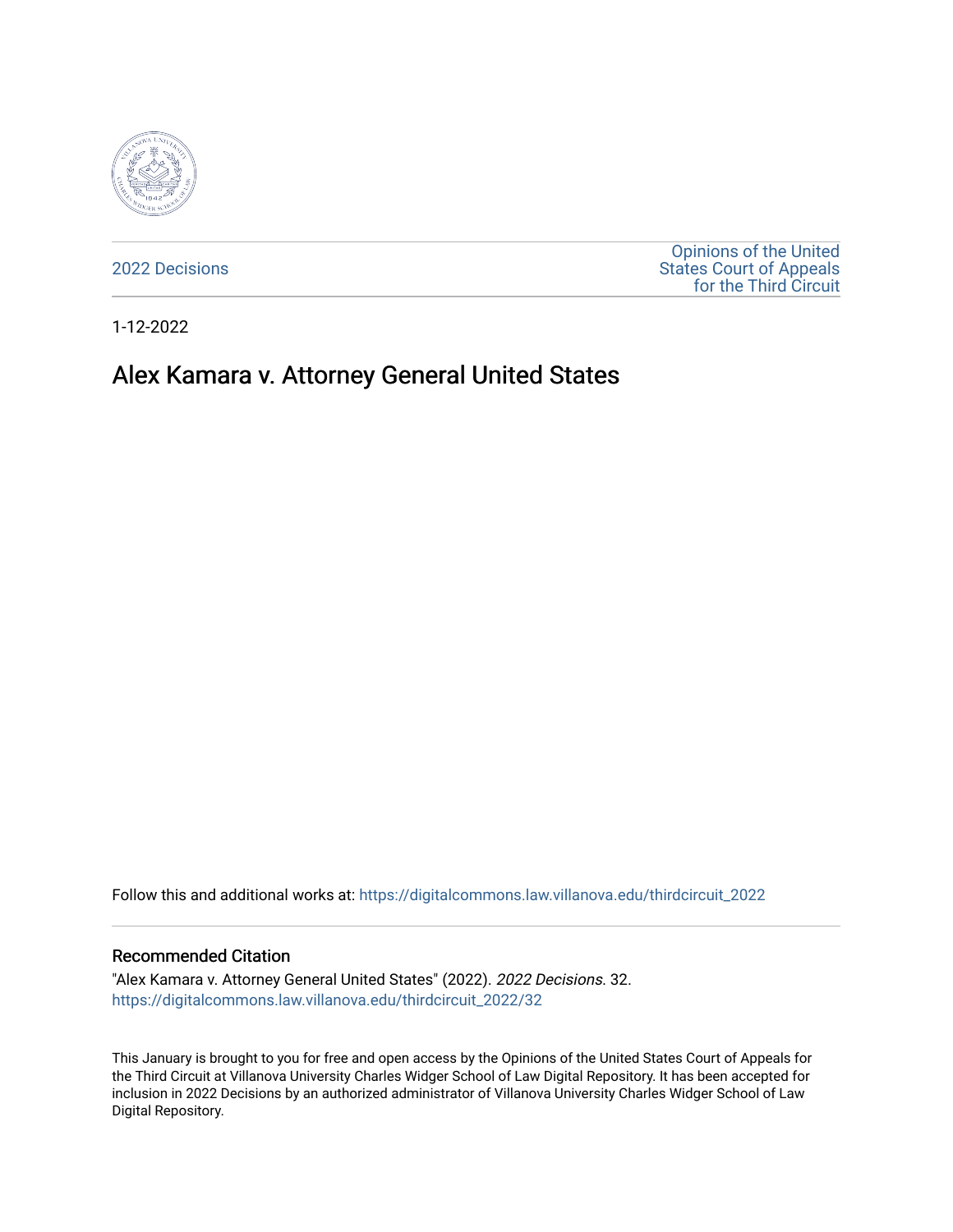2022 Decisions

Opinions of the United States Court of Appeals for the Third Circuit

1-12-2022

# Alex Kamara v. Attorney General United States

Follow this and additional works at: https://digitalcommons.law.villanova.edu/thirdcircuit_2022

### Recommended Citation

"Alex Kamara v. Attorney General United States" (2022). *2022 Decisions*. 32.
https://digitalcommons.law.villanova.edu/thirdcircuit_2022/32

This January is brought to you for free and open access by the Opinions of the United States Court of Appeals for the Third Circuit at Villanova University Charles Widger School of Law Digital Repository. It has been accepted for inclusion in 2022 Decisions by an authorized administrator of Villanova University Charles Widger School of Law Digital Repository.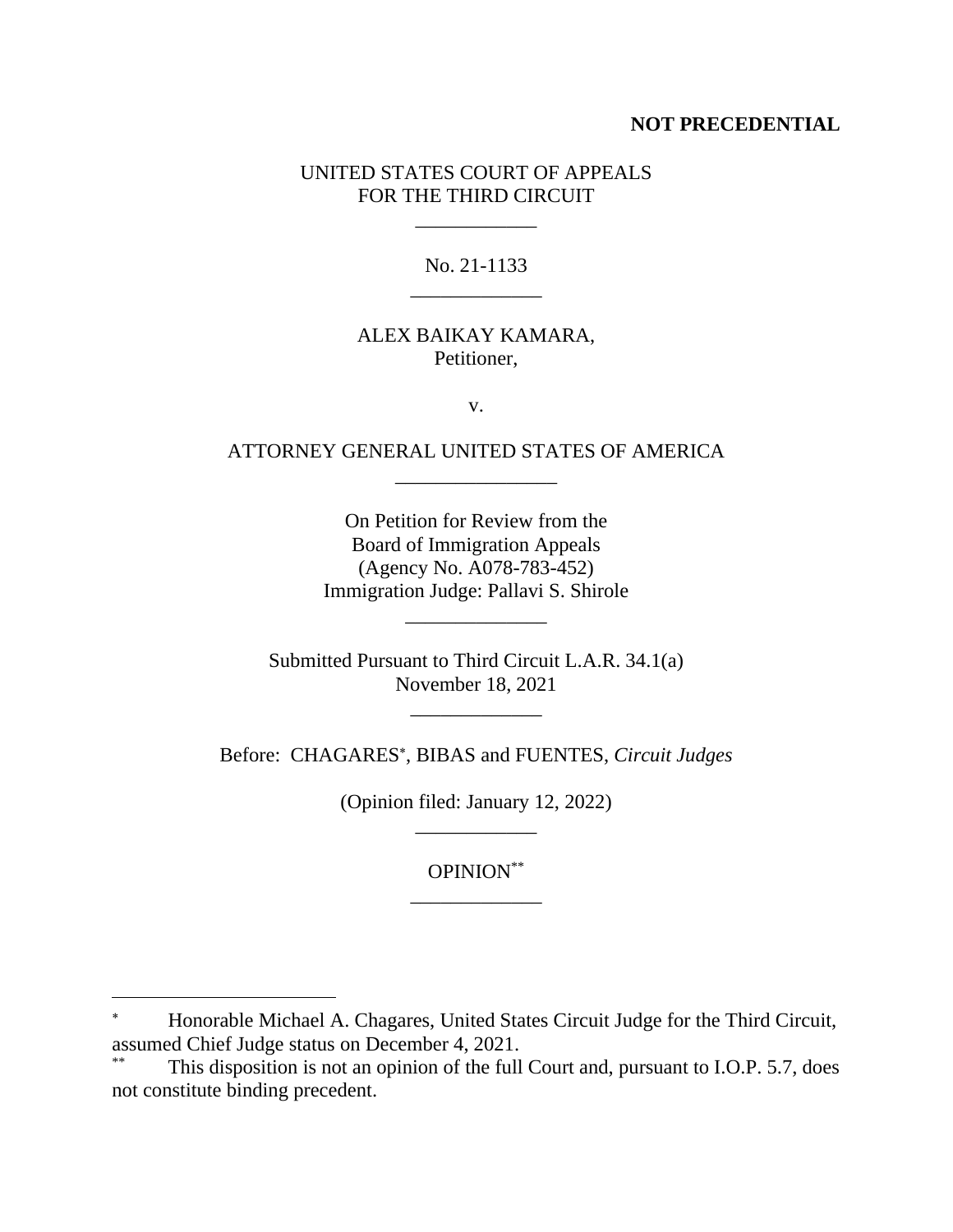**NOT PRECEDENTIAL**

UNITED STATES COURT OF APPEALS
FOR THE THIRD CIRCUIT

\_\_\_\_\_\_\_\_\_\_\_\_

No. 21-1133

\_\_\_\_\_\_\_\_\_\_\_\_\_

ALEX BAIKAY KAMARA,
Petitioner,

v.

ATTORNEY GENERAL UNITED STATES OF AMERICA

\_\_\_\_\_\_\_\_\_\_\_\_\_\_\_\_

On Petition for Review from the
Board of Immigration Appeals
(Agency No. A078-783-452)
Immigration Judge: Pallavi S. Shirole

\_\_\_\_\_\_\_\_\_\_\_\_\_\_

Submitted Pursuant to Third Circuit L.A.R. 34.1(a)
November 18, 2021

\_\_\_\_\_\_\_\_\_\_\_\_\_

Before: CHAGARES[*], BIBAS and FUENTES, *Circuit Judges*

(Opinion filed: January 12, 2022)

\_\_\_\_\_\_\_\_\_\_\_\_

OPINION[**]

\_\_\_\_\_\_\_\_\_\_\_\_\_

---

[*] Honorable Michael A. Chagares, United States Circuit Judge for the Third Circuit, assumed Chief Judge status on December 4, 2021.

[**] This disposition is not an opinion of the full Court and, pursuant to I.O.P. 5.7, does not constitute binding precedent.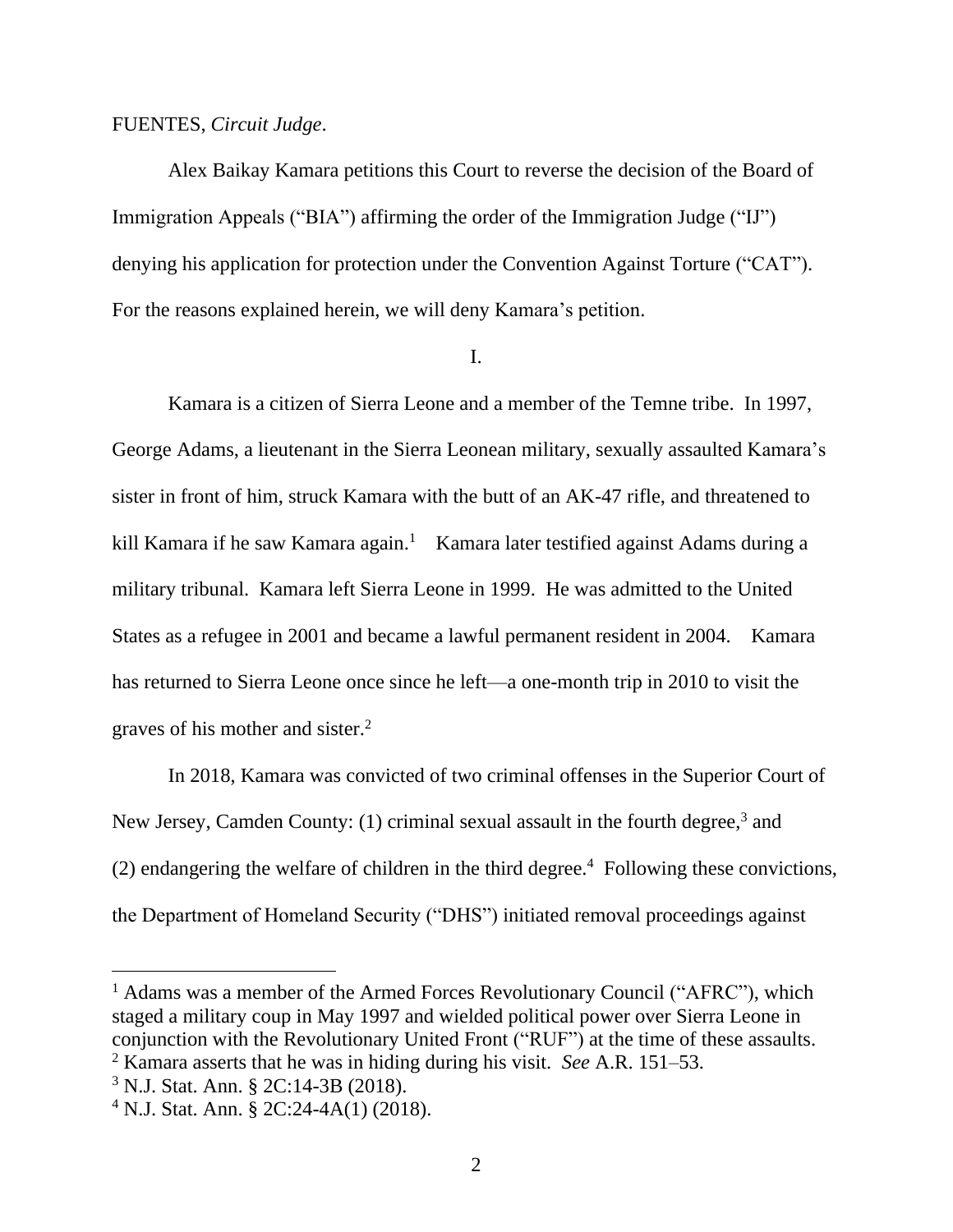FUENTES, *Circuit Judge*.

Alex Baikay Kamara petitions this Court to reverse the decision of the Board of Immigration Appeals ("BIA") affirming the order of the Immigration Judge ("IJ") denying his application for protection under the Convention Against Torture ("CAT"). For the reasons explained herein, we will deny Kamara's petition.

I.

Kamara is a citizen of Sierra Leone and a member of the Temne tribe. In 1997, George Adams, a lieutenant in the Sierra Leonean military, sexually assaulted Kamara's sister in front of him, struck Kamara with the butt of an AK-47 rifle, and threatened to kill Kamara if he saw Kamara again.[1] Kamara later testified against Adams during a military tribunal. Kamara left Sierra Leone in 1999. He was admitted to the United States as a refugee in 2001 and became a lawful permanent resident in 2004. Kamara has returned to Sierra Leone once since he left—a one-month trip in 2010 to visit the graves of his mother and sister.[2]

In 2018, Kamara was convicted of two criminal offenses in the Superior Court of New Jersey, Camden County: (1) criminal sexual assault in the fourth degree,[3] and (2) endangering the welfare of children in the third degree.[4] Following these convictions, the Department of Homeland Security ("DHS") initiated removal proceedings against

---

[1] Adams was a member of the Armed Forces Revolutionary Council ("AFRC"), which staged a military coup in May 1997 and wielded political power over Sierra Leone in conjunction with the Revolutionary United Front ("RUF") at the time of these assaults.

[2] Kamara asserts that he was in hiding during his visit. *See* A.R. 151–53.

[3] N.J. Stat. Ann. § 2C:14-3B (2018).

[4] N.J. Stat. Ann. § 2C:24-4A(1) (2018).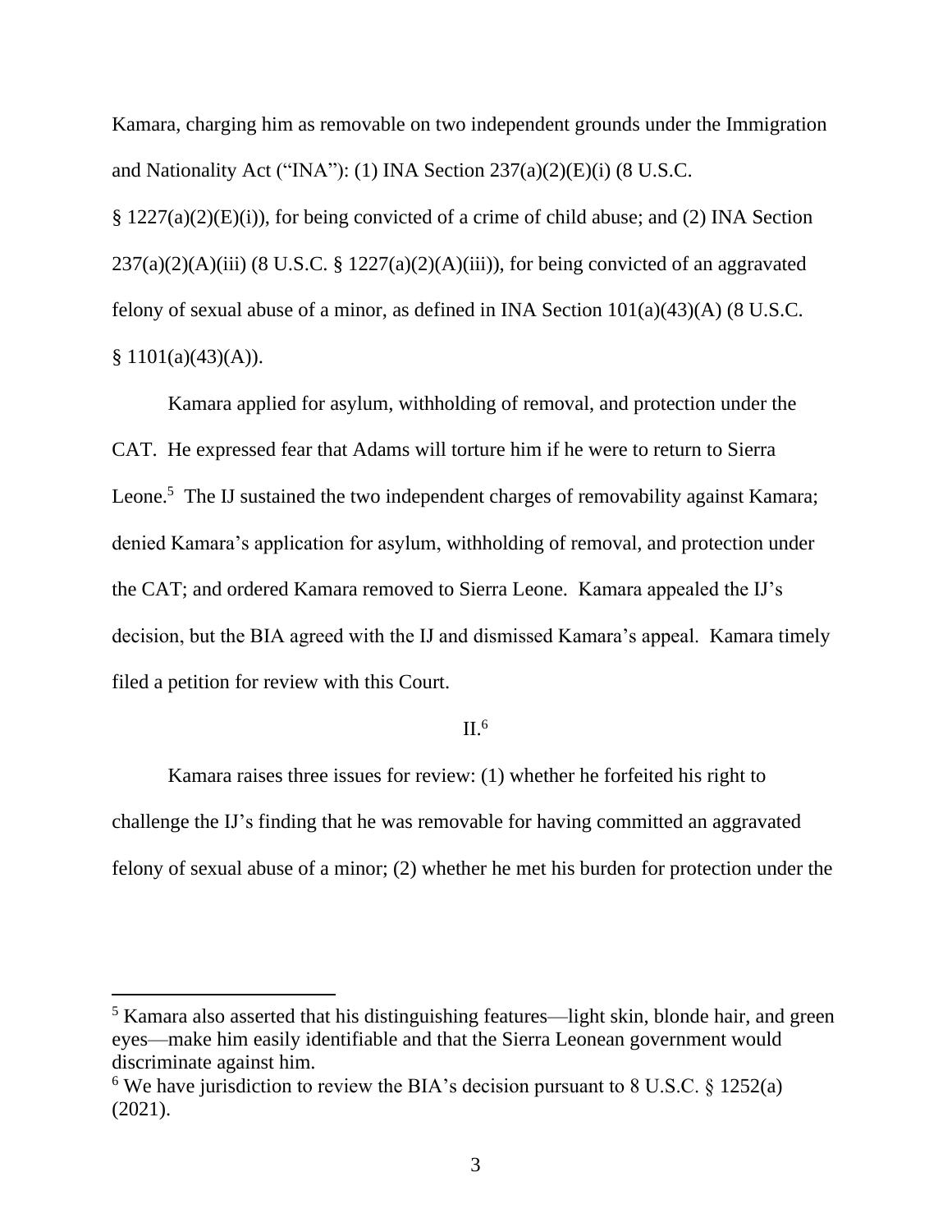Kamara, charging him as removable on two independent grounds under the Immigration and Nationality Act ("INA"): (1) INA Section 237(a)(2)(E)(i) (8 U.S.C. § 1227(a)(2)(E)(i)), for being convicted of a crime of child abuse; and (2) INA Section 237(a)(2)(A)(iii) (8 U.S.C. § 1227(a)(2)(A)(iii)), for being convicted of an aggravated felony of sexual abuse of a minor, as defined in INA Section 101(a)(43)(A) (8 U.S.C. § 1101(a)(43)(A)).

Kamara applied for asylum, withholding of removal, and protection under the CAT. He expressed fear that Adams will torture him if he were to return to Sierra Leone.[5] The IJ sustained the two independent charges of removability against Kamara; denied Kamara's application for asylum, withholding of removal, and protection under the CAT; and ordered Kamara removed to Sierra Leone. Kamara appealed the IJ's decision, but the BIA agreed with the IJ and dismissed Kamara's appeal. Kamara timely filed a petition for review with this Court.

## II.[6]

Kamara raises three issues for review: (1) whether he forfeited his right to challenge the IJ's finding that he was removable for having committed an aggravated felony of sexual abuse of a minor; (2) whether he met his burden for protection under the

---

[5] Kamara also asserted that his distinguishing features—light skin, blonde hair, and green eyes—make him easily identifiable and that the Sierra Leonean government would discriminate against him.

[6] We have jurisdiction to review the BIA's decision pursuant to 8 U.S.C. § 1252(a) (2021).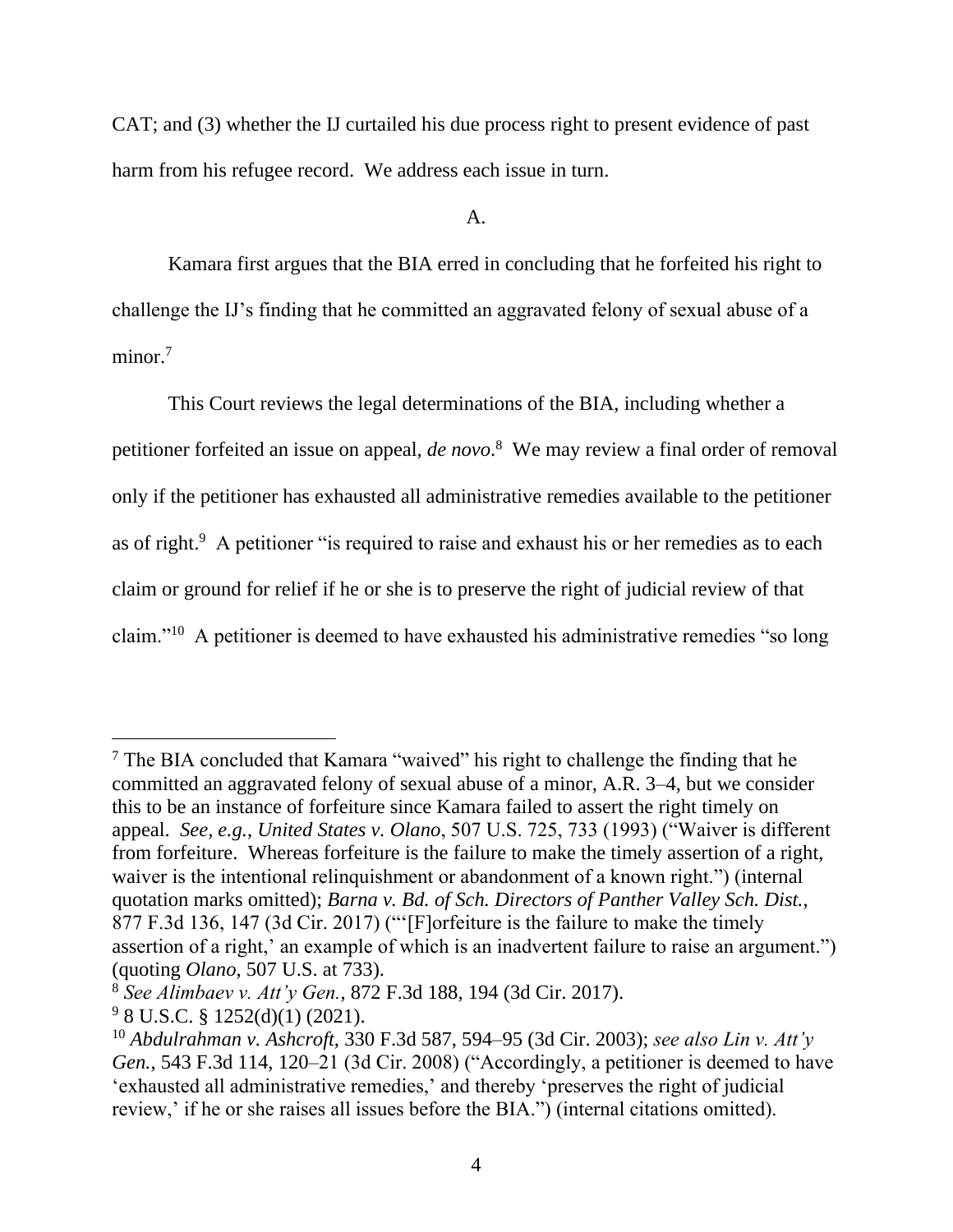CAT; and (3) whether the IJ curtailed his due process right to present evidence of past harm from his refugee record. We address each issue in turn.

A.

Kamara first argues that the BIA erred in concluding that he forfeited his right to challenge the IJ's finding that he committed an aggravated felony of sexual abuse of a minor.[7]

This Court reviews the legal determinations of the BIA, including whether a petitioner forfeited an issue on appeal, *de novo*.[8] We may review a final order of removal only if the petitioner has exhausted all administrative remedies available to the petitioner as of right.[9] A petitioner "is required to raise and exhaust his or her remedies as to each claim or ground for relief if he or she is to preserve the right of judicial review of that claim."[10] A petitioner is deemed to have exhausted his administrative remedies "so long

---

[7] The BIA concluded that Kamara "waived" his right to challenge the finding that he committed an aggravated felony of sexual abuse of a minor, A.R. 3–4, but we consider this to be an instance of forfeiture since Kamara failed to assert the right timely on appeal. *See, e.g.*, *United States v. Olano*, 507 U.S. 725, 733 (1993) ("Waiver is different from forfeiture. Whereas forfeiture is the failure to make the timely assertion of a right, waiver is the intentional relinquishment or abandonment of a known right.") (internal quotation marks omitted); *Barna v. Bd. of Sch. Directors of Panther Valley Sch. Dist.*, 877 F.3d 136, 147 (3d Cir. 2017) ("'[F]orfeiture is the failure to make the timely assertion of a right,' an example of which is an inadvertent failure to raise an argument.") (quoting *Olano*, 507 U.S. at 733).

[8] *See Alimbaev v. Att'y Gen.*, 872 F.3d 188, 194 (3d Cir. 2017).

[9] 8 U.S.C. § 1252(d)(1) (2021).

[10] *Abdulrahman v. Ashcroft*, 330 F.3d 587, 594–95 (3d Cir. 2003); *see also Lin v. Att'y Gen.*, 543 F.3d 114, 120–21 (3d Cir. 2008) ("Accordingly, a petitioner is deemed to have 'exhausted all administrative remedies,' and thereby 'preserves the right of judicial review,' if he or she raises all issues before the BIA.") (internal citations omitted).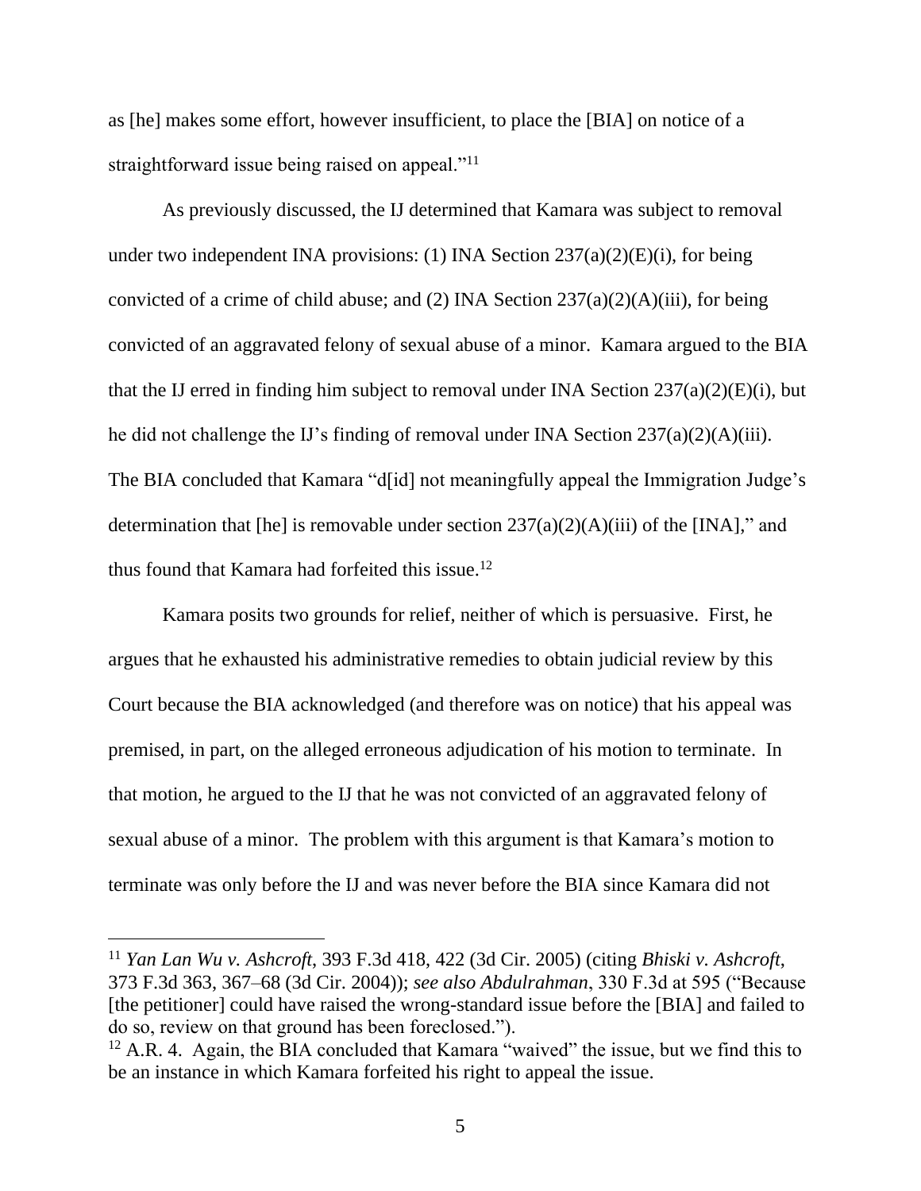as [he] makes some effort, however insufficient, to place the [BIA] on notice of a straightforward issue being raised on appeal."[11]

As previously discussed, the IJ determined that Kamara was subject to removal under two independent INA provisions: (1) INA Section 237(a)(2)(E)(i), for being convicted of a crime of child abuse; and (2) INA Section 237(a)(2)(A)(iii), for being convicted of an aggravated felony of sexual abuse of a minor. Kamara argued to the BIA that the IJ erred in finding him subject to removal under INA Section 237(a)(2)(E)(i), but he did not challenge the IJ's finding of removal under INA Section 237(a)(2)(A)(iii). The BIA concluded that Kamara "d[id] not meaningfully appeal the Immigration Judge's determination that [he] is removable under section 237(a)(2)(A)(iii) of the [INA]," and thus found that Kamara had forfeited this issue.[12]

Kamara posits two grounds for relief, neither of which is persuasive. First, he argues that he exhausted his administrative remedies to obtain judicial review by this Court because the BIA acknowledged (and therefore was on notice) that his appeal was premised, in part, on the alleged erroneous adjudication of his motion to terminate. In that motion, he argued to the IJ that he was not convicted of an aggravated felony of sexual abuse of a minor. The problem with this argument is that Kamara's motion to terminate was only before the IJ and was never before the BIA since Kamara did not

---

[11] *Yan Lan Wu v. Ashcroft*, 393 F.3d 418, 422 (3d Cir. 2005) (citing *Bhiski v. Ashcroft*, 373 F.3d 363, 367–68 (3d Cir. 2004)); *see also Abdulrahman*, 330 F.3d at 595 ("Because [the petitioner] could have raised the wrong-standard issue before the [BIA] and failed to do so, review on that ground has been foreclosed.").

[12] A.R. 4. Again, the BIA concluded that Kamara "waived" the issue, but we find this to be an instance in which Kamara forfeited his right to appeal the issue.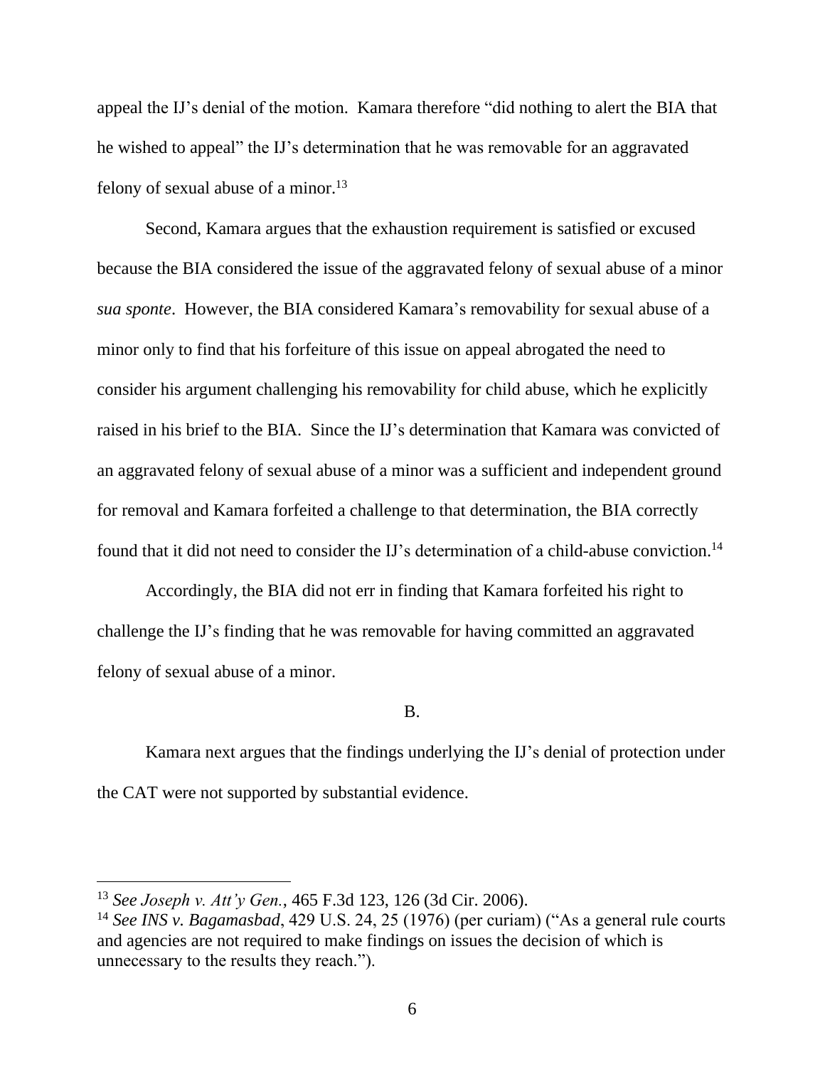appeal the IJ's denial of the motion. Kamara therefore "did nothing to alert the BIA that he wished to appeal" the IJ's determination that he was removable for an aggravated felony of sexual abuse of a minor.[13]

Second, Kamara argues that the exhaustion requirement is satisfied or excused because the BIA considered the issue of the aggravated felony of sexual abuse of a minor *sua sponte*. However, the BIA considered Kamara's removability for sexual abuse of a minor only to find that his forfeiture of this issue on appeal abrogated the need to consider his argument challenging his removability for child abuse, which he explicitly raised in his brief to the BIA. Since the IJ's determination that Kamara was convicted of an aggravated felony of sexual abuse of a minor was a sufficient and independent ground for removal and Kamara forfeited a challenge to that determination, the BIA correctly found that it did not need to consider the IJ's determination of a child-abuse conviction.[14]

Accordingly, the BIA did not err in finding that Kamara forfeited his right to challenge the IJ's finding that he was removable for having committed an aggravated felony of sexual abuse of a minor.

B.

Kamara next argues that the findings underlying the IJ's denial of protection under the CAT were not supported by substantial evidence.

---

[13] *See Joseph v. Att'y Gen.*, 465 F.3d 123, 126 (3d Cir. 2006).

[14] *See INS v. Bagamasbad*, 429 U.S. 24, 25 (1976) (per curiam) ("As a general rule courts and agencies are not required to make findings on issues the decision of which is unnecessary to the results they reach.").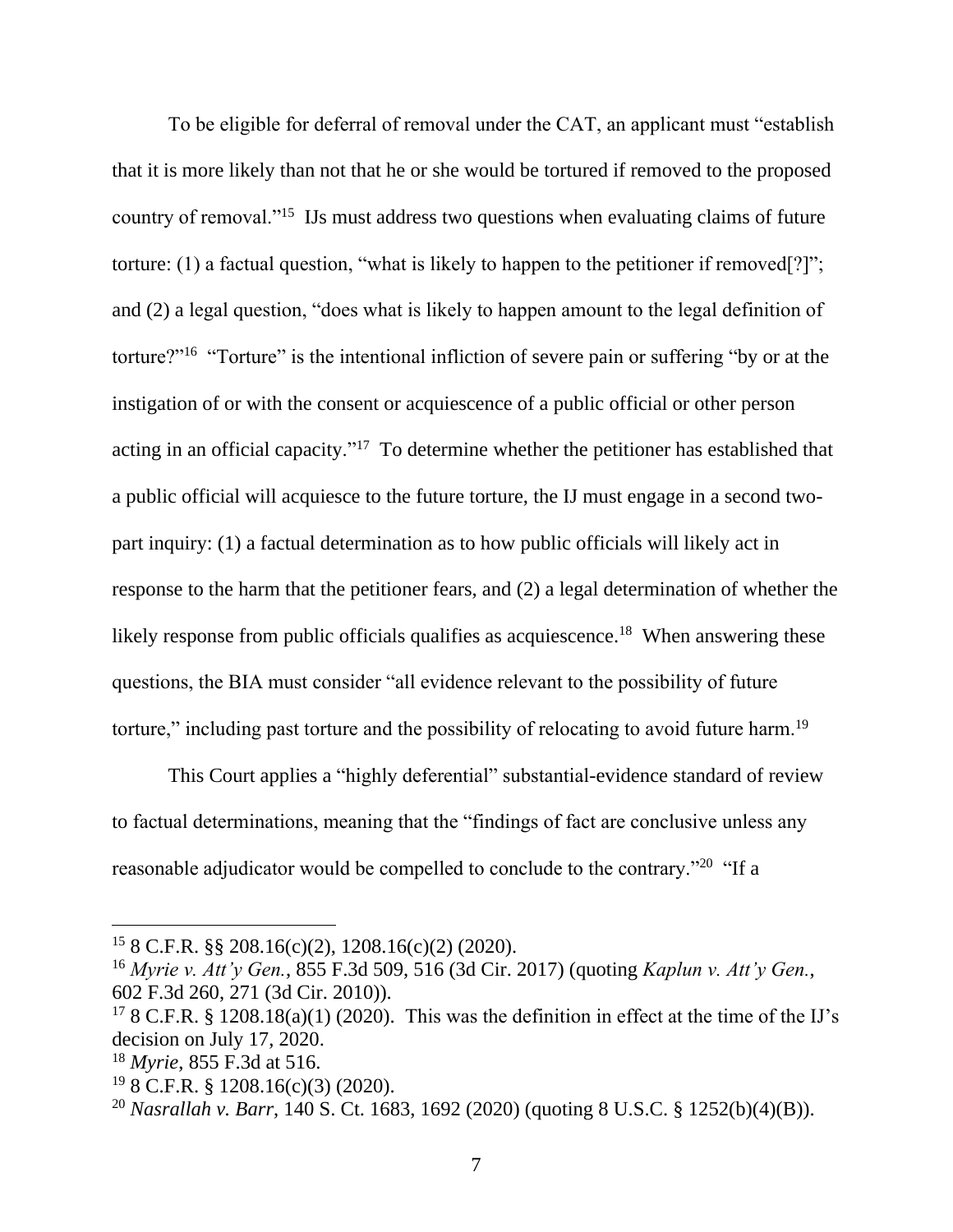To be eligible for deferral of removal under the CAT, an applicant must "establish that it is more likely than not that he or she would be tortured if removed to the proposed country of removal."[15] IJs must address two questions when evaluating claims of future torture: (1) a factual question, "what is likely to happen to the petitioner if removed[?]"; and (2) a legal question, "does what is likely to happen amount to the legal definition of torture?"[16] "Torture" is the intentional infliction of severe pain or suffering "by or at the instigation of or with the consent or acquiescence of a public official or other person acting in an official capacity."[17] To determine whether the petitioner has established that a public official will acquiesce to the future torture, the IJ must engage in a second two-part inquiry: (1) a factual determination as to how public officials will likely act in response to the harm that the petitioner fears, and (2) a legal determination of whether the likely response from public officials qualifies as acquiescence.[18] When answering these questions, the BIA must consider "all evidence relevant to the possibility of future torture," including past torture and the possibility of relocating to avoid future harm.[19]

This Court applies a "highly deferential" substantial-evidence standard of review to factual determinations, meaning that the "findings of fact are conclusive unless any reasonable adjudicator would be compelled to conclude to the contrary."[20] "If a

---

[15] 8 C.F.R. §§ 208.16(c)(2), 1208.16(c)(2) (2020).

[16] *Myrie v. Att'y Gen.*, 855 F.3d 509, 516 (3d Cir. 2017) (quoting *Kaplun v. Att'y Gen.*, 602 F.3d 260, 271 (3d Cir. 2010)).

[17] 8 C.F.R. § 1208.18(a)(1) (2020). This was the definition in effect at the time of the IJ's decision on July 17, 2020.

[18] *Myrie*, 855 F.3d at 516.

[19] 8 C.F.R. § 1208.16(c)(3) (2020).

[20] *Nasrallah v. Barr*, 140 S. Ct. 1683, 1692 (2020) (quoting 8 U.S.C. § 1252(b)(4)(B)).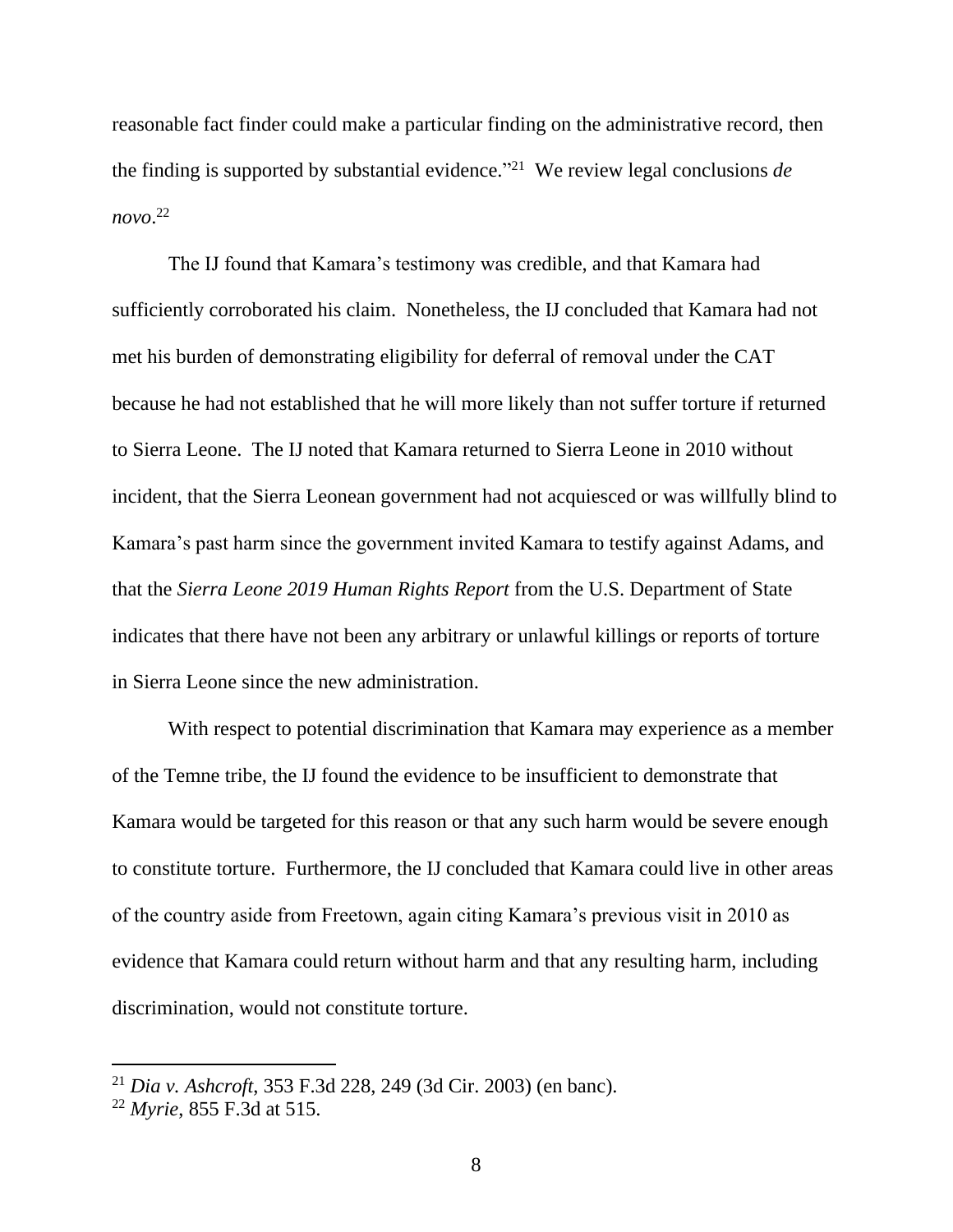reasonable fact finder could make a particular finding on the administrative record, then the finding is supported by substantial evidence."[21] We review legal conclusions *de novo*.[22]

The IJ found that Kamara's testimony was credible, and that Kamara had sufficiently corroborated his claim. Nonetheless, the IJ concluded that Kamara had not met his burden of demonstrating eligibility for deferral of removal under the CAT because he had not established that he will more likely than not suffer torture if returned to Sierra Leone. The IJ noted that Kamara returned to Sierra Leone in 2010 without incident, that the Sierra Leonean government had not acquiesced or was willfully blind to Kamara's past harm since the government invited Kamara to testify against Adams, and that the *Sierra Leone 2019 Human Rights Report* from the U.S. Department of State indicates that there have not been any arbitrary or unlawful killings or reports of torture in Sierra Leone since the new administration.

With respect to potential discrimination that Kamara may experience as a member of the Temne tribe, the IJ found the evidence to be insufficient to demonstrate that Kamara would be targeted for this reason or that any such harm would be severe enough to constitute torture. Furthermore, the IJ concluded that Kamara could live in other areas of the country aside from Freetown, again citing Kamara's previous visit in 2010 as evidence that Kamara could return without harm and that any resulting harm, including discrimination, would not constitute torture.

---

[21] *Dia v. Ashcroft*, 353 F.3d 228, 249 (3d Cir. 2003) (en banc).

[22] *Myrie*, 855 F.3d at 515.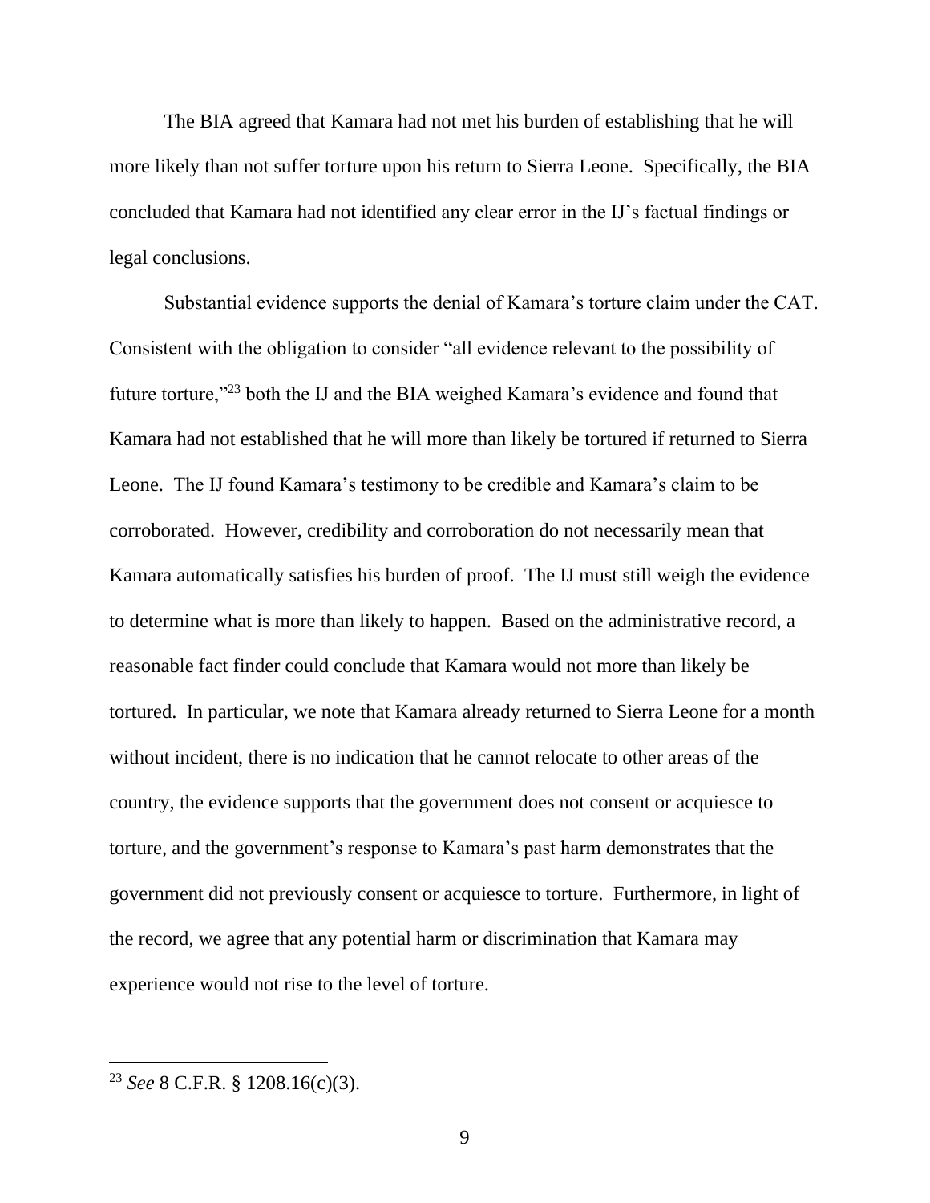The BIA agreed that Kamara had not met his burden of establishing that he will more likely than not suffer torture upon his return to Sierra Leone. Specifically, the BIA concluded that Kamara had not identified any clear error in the IJ's factual findings or legal conclusions.

Substantial evidence supports the denial of Kamara's torture claim under the CAT. Consistent with the obligation to consider "all evidence relevant to the possibility of future torture,"[23] both the IJ and the BIA weighed Kamara's evidence and found that Kamara had not established that he will more than likely be tortured if returned to Sierra Leone. The IJ found Kamara's testimony to be credible and Kamara's claim to be corroborated. However, credibility and corroboration do not necessarily mean that Kamara automatically satisfies his burden of proof. The IJ must still weigh the evidence to determine what is more than likely to happen. Based on the administrative record, a reasonable fact finder could conclude that Kamara would not more than likely be tortured. In particular, we note that Kamara already returned to Sierra Leone for a month without incident, there is no indication that he cannot relocate to other areas of the country, the evidence supports that the government does not consent or acquiesce to torture, and the government's response to Kamara's past harm demonstrates that the government did not previously consent or acquiesce to torture. Furthermore, in light of the record, we agree that any potential harm or discrimination that Kamara may experience would not rise to the level of torture.

---

[23] *See* 8 C.F.R. § 1208.16(c)(3).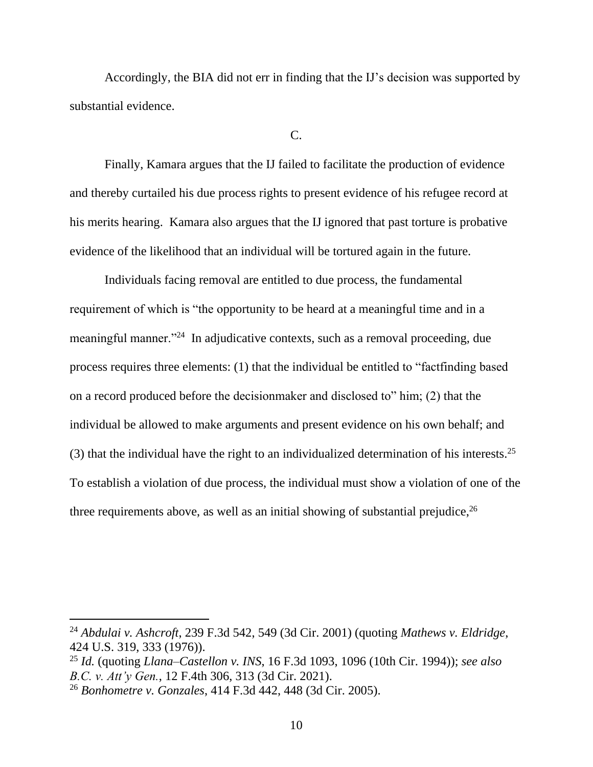Accordingly, the BIA did not err in finding that the IJ's decision was supported by substantial evidence.

C.

Finally, Kamara argues that the IJ failed to facilitate the production of evidence and thereby curtailed his due process rights to present evidence of his refugee record at his merits hearing. Kamara also argues that the IJ ignored that past torture is probative evidence of the likelihood that an individual will be tortured again in the future.

Individuals facing removal are entitled to due process, the fundamental requirement of which is "the opportunity to be heard at a meaningful time and in a meaningful manner."[24] In adjudicative contexts, such as a removal proceeding, due process requires three elements: (1) that the individual be entitled to "factfinding based on a record produced before the decisionmaker and disclosed to" him; (2) that the individual be allowed to make arguments and present evidence on his own behalf; and (3) that the individual have the right to an individualized determination of his interests.[25] To establish a violation of due process, the individual must show a violation of one of the three requirements above, as well as an initial showing of substantial prejudice,[26]

---

[24] *Abdulai v. Ashcroft*, 239 F.3d 542, 549 (3d Cir. 2001) (quoting *Mathews v. Eldridge*, 424 U.S. 319, 333 (1976)).

[25] *Id.* (quoting *Llana–Castellon v. INS*, 16 F.3d 1093, 1096 (10th Cir. 1994)); *see also B.C. v. Att'y Gen.*, 12 F.4th 306, 313 (3d Cir. 2021).

[26] *Bonhometre v. Gonzales*, 414 F.3d 442, 448 (3d Cir. 2005).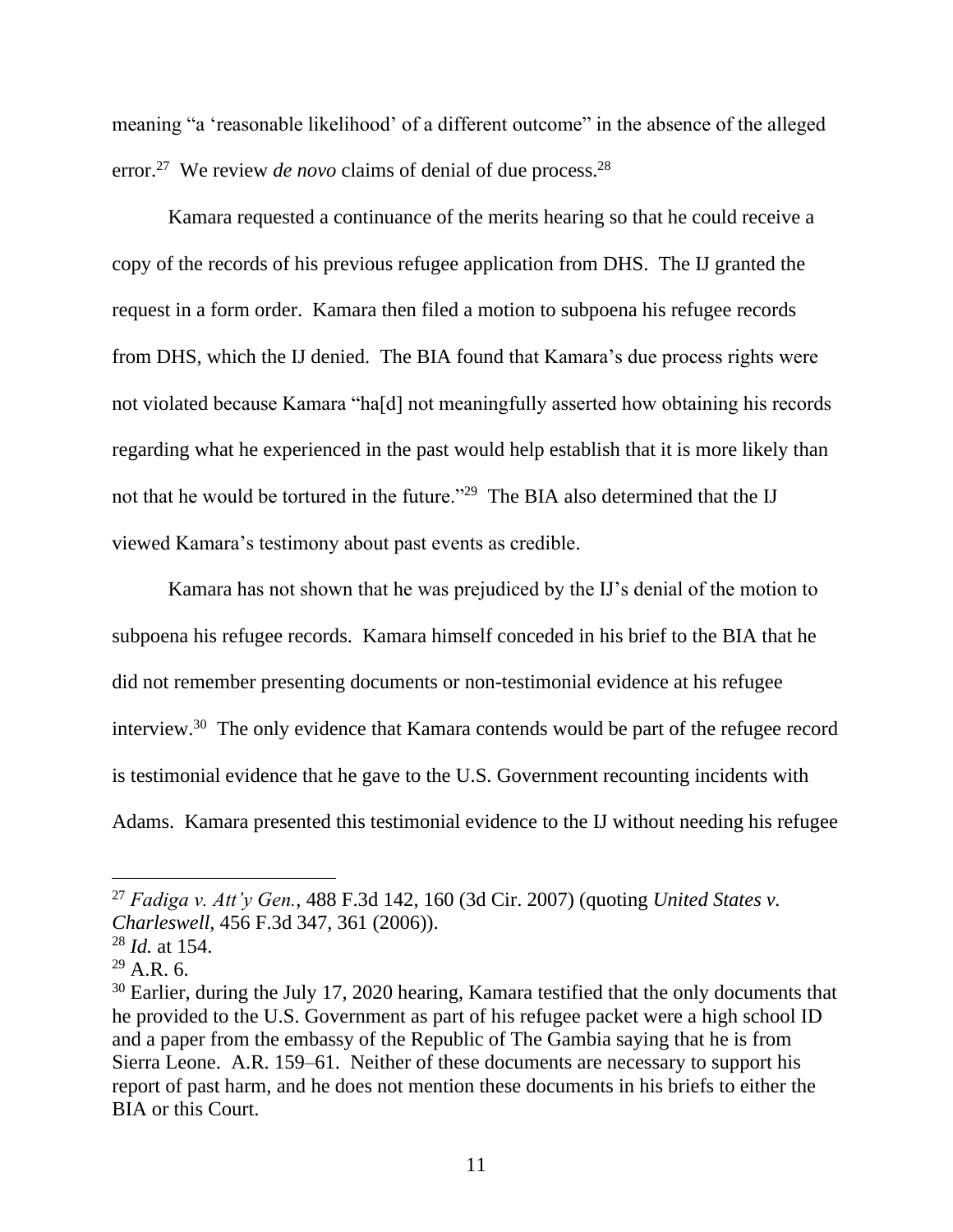meaning "a 'reasonable likelihood' of a different outcome" in the absence of the alleged error.[27] We review *de novo* claims of denial of due process.[28]

Kamara requested a continuance of the merits hearing so that he could receive a copy of the records of his previous refugee application from DHS. The IJ granted the request in a form order. Kamara then filed a motion to subpoena his refugee records from DHS, which the IJ denied. The BIA found that Kamara's due process rights were not violated because Kamara "ha[d] not meaningfully asserted how obtaining his records regarding what he experienced in the past would help establish that it is more likely than not that he would be tortured in the future."[29] The BIA also determined that the IJ viewed Kamara's testimony about past events as credible.

Kamara has not shown that he was prejudiced by the IJ's denial of the motion to subpoena his refugee records. Kamara himself conceded in his brief to the BIA that he did not remember presenting documents or non-testimonial evidence at his refugee interview.[30] The only evidence that Kamara contends would be part of the refugee record is testimonial evidence that he gave to the U.S. Government recounting incidents with Adams. Kamara presented this testimonial evidence to the IJ without needing his refugee

---

[27] *Fadiga v. Att'y Gen.*, 488 F.3d 142, 160 (3d Cir. 2007) (quoting *United States v. Charleswell*, 456 F.3d 347, 361 (2006)).

[28] *Id.* at 154.

[29] A.R. 6.

[30] Earlier, during the July 17, 2020 hearing, Kamara testified that the only documents that he provided to the U.S. Government as part of his refugee packet were a high school ID and a paper from the embassy of the Republic of The Gambia saying that he is from Sierra Leone. A.R. 159–61. Neither of these documents are necessary to support his report of past harm, and he does not mention these documents in his briefs to either the BIA or this Court.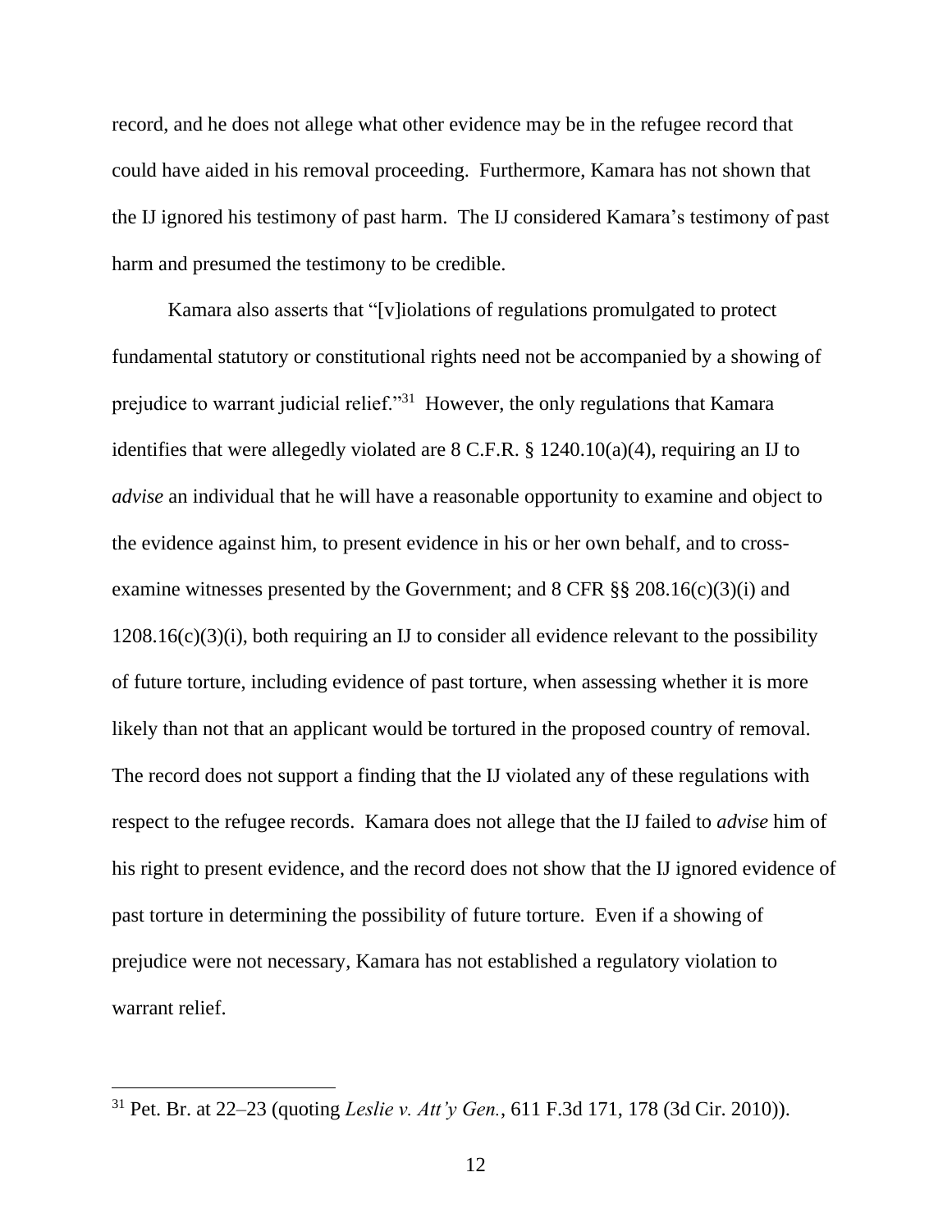record, and he does not allege what other evidence may be in the refugee record that could have aided in his removal proceeding. Furthermore, Kamara has not shown that the IJ ignored his testimony of past harm. The IJ considered Kamara's testimony of past harm and presumed the testimony to be credible.

Kamara also asserts that "[v]iolations of regulations promulgated to protect fundamental statutory or constitutional rights need not be accompanied by a showing of prejudice to warrant judicial relief."[31] However, the only regulations that Kamara identifies that were allegedly violated are 8 C.F.R. § 1240.10(a)(4), requiring an IJ to *advise* an individual that he will have a reasonable opportunity to examine and object to the evidence against him, to present evidence in his or her own behalf, and to cross-examine witnesses presented by the Government; and 8 CFR §§ 208.16(c)(3)(i) and 1208.16(c)(3)(i), both requiring an IJ to consider all evidence relevant to the possibility of future torture, including evidence of past torture, when assessing whether it is more likely than not that an applicant would be tortured in the proposed country of removal. The record does not support a finding that the IJ violated any of these regulations with respect to the refugee records. Kamara does not allege that the IJ failed to *advise* him of his right to present evidence, and the record does not show that the IJ ignored evidence of past torture in determining the possibility of future torture. Even if a showing of prejudice were not necessary, Kamara has not established a regulatory violation to warrant relief.

---

[31] Pet. Br. at 22–23 (quoting *Leslie v. Att'y Gen.*, 611 F.3d 171, 178 (3d Cir. 2010)).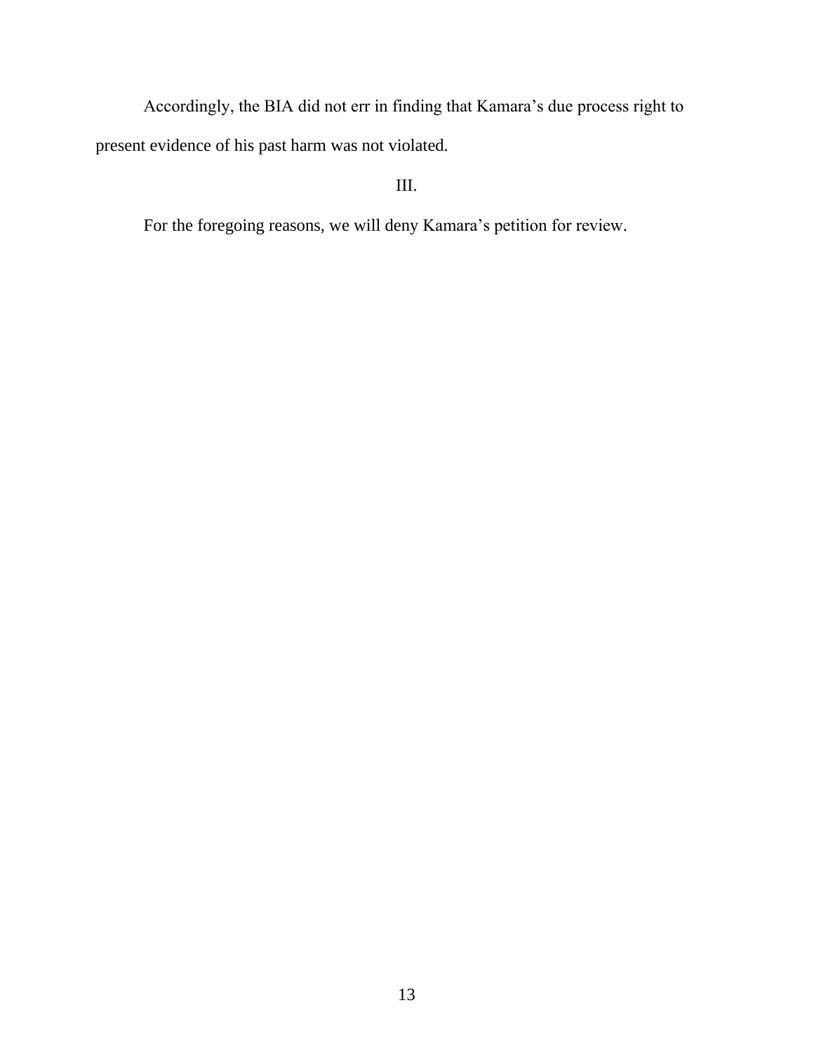Accordingly, the BIA did not err in finding that Kamara's due process right to present evidence of his past harm was not violated.

III.

For the foregoing reasons, we will deny Kamara's petition for review.